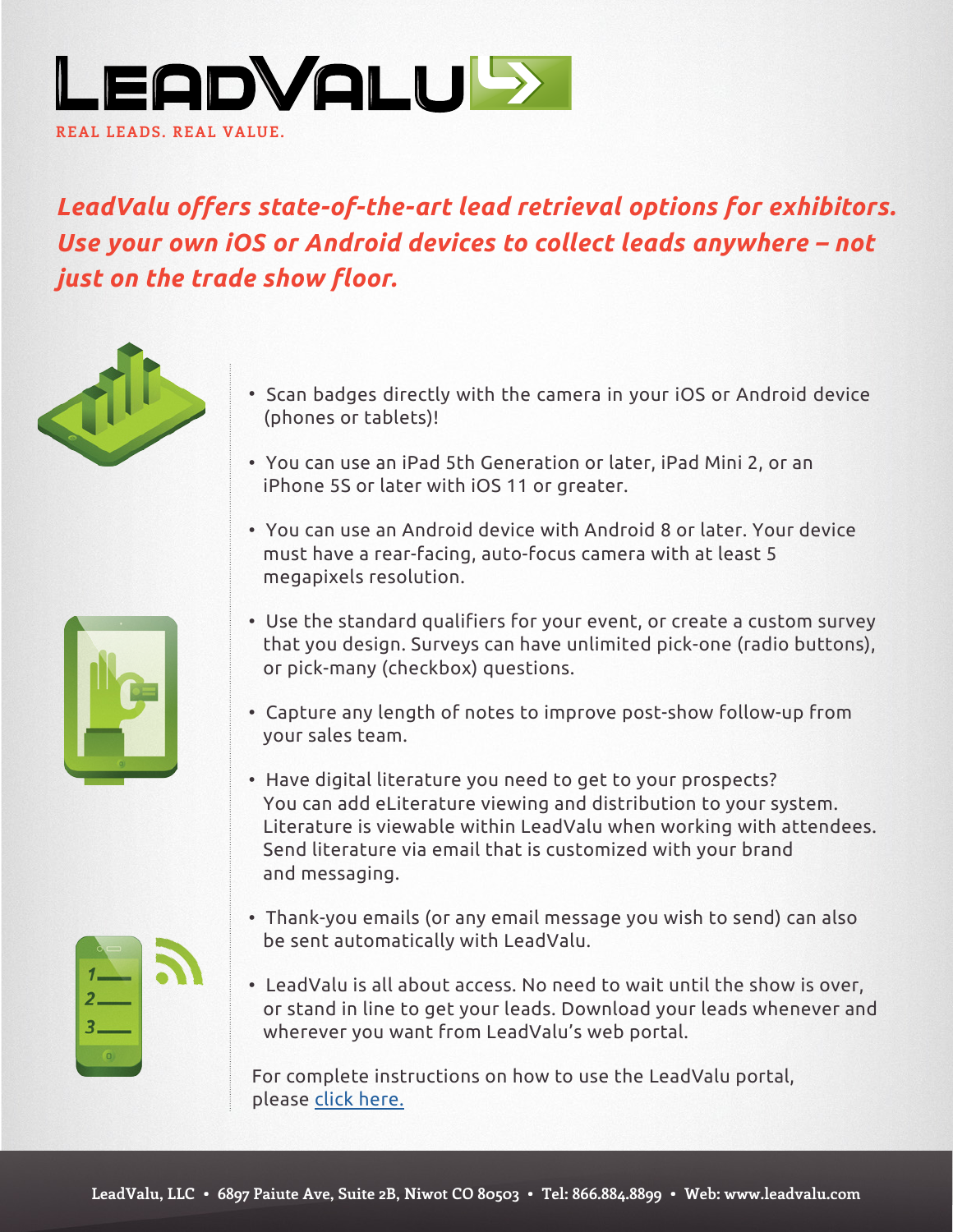# LeadValu

REAL LEADS. REAL VALUE.

***LeadValu offers state-of-the-art lead retrieval options for exhibitors. Use your own iOS or Android devices to collect leads anywhere – not just on the trade show floor.***

- Scan badges directly with the camera in your iOS or Android device (phones or tablets)!
- You can use an iPad 5th Generation or later, iPad Mini 2, or an iPhone 5S or later with iOS 11 or greater.
- You can use an Android device with Android 8 or later. Your device must have a rear-facing, auto-focus camera with at least 5 megapixels resolution.
- Use the standard qualifiers for your event, or create a custom survey that you design. Surveys can have unlimited pick-one (radio buttons), or pick-many (checkbox) questions.
- Capture any length of notes to improve post-show follow-up from your sales team.
- Have digital literature you need to get to your prospects? You can add eLiterature viewing and distribution to your system. Literature is viewable within LeadValu when working with attendees. Send literature via email that is customized with your brand and messaging.
- Thank-you emails (or any email message you wish to send) can also be sent automatically with LeadValu.
- LeadValu is all about access. No need to wait until the show is over, or stand in line to get your leads. Download your leads whenever and wherever you want from LeadValu's web portal.

For complete instructions on how to use the LeadValu portal, please [click here.]

**LeadValu, LLC • 6897 Paiute Ave, Suite 2B, Niwot CO 80503 • Tel: 866.884.8899 • Web: www.leadvalu.com**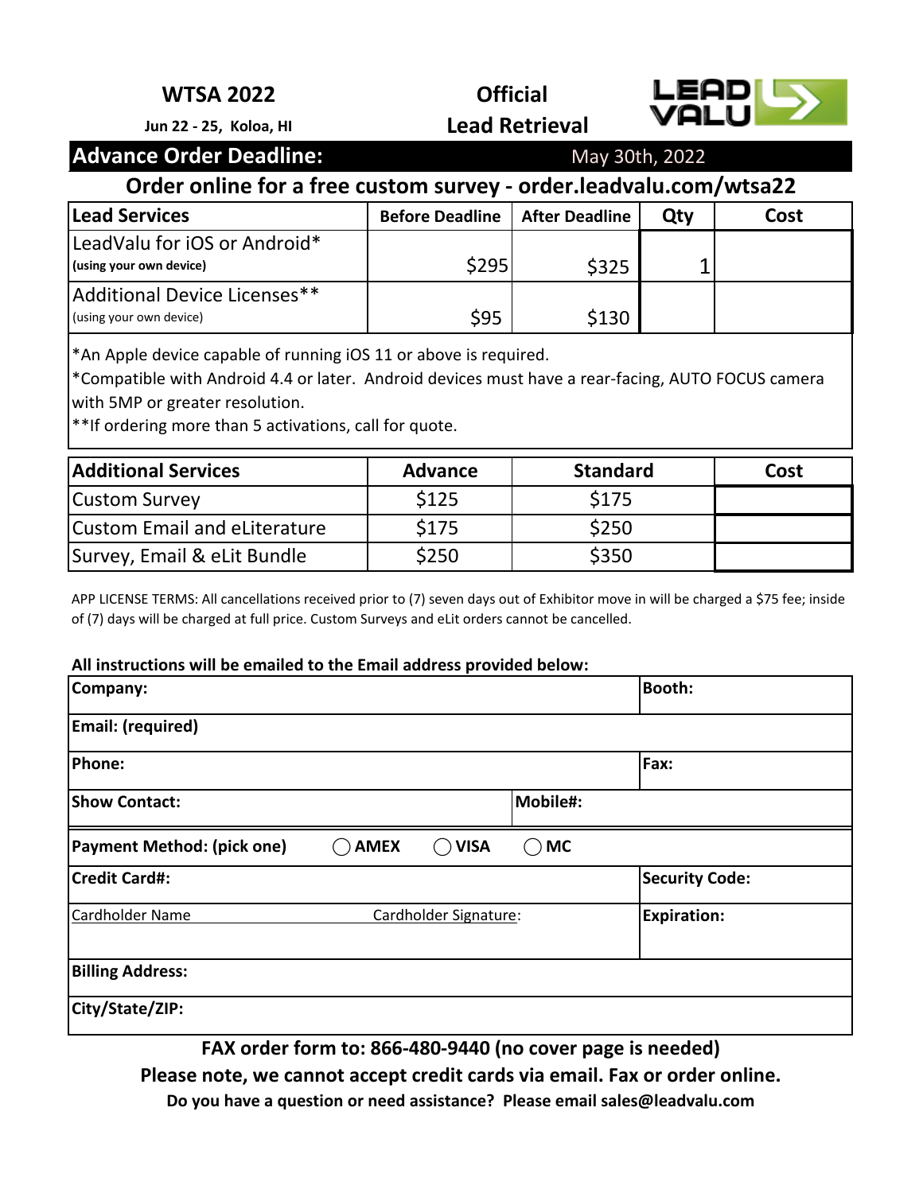# WTSA 2022

Jun 22 - 25, Koloa, HI

## Official Lead Retrieval

LEAD VALU

**Advance Order Deadline:** May 30th, 2022

**Order online for a free custom survey - order.leadvalu.com/wtsa22**

| Lead Services | Before Deadline | After Deadline | Qty | Cost |
|---|---|---|---|---|
| LeadValu for iOS or Android* **(using your own device)** | $295 | $325 | 1 | |
| Additional Device Licenses** (using your own device) | $95 | $130 | | |

*An Apple device capable of running iOS 11 or above is required.
*Compatible with Android 4.4 or later. Android devices must have a rear-facing, AUTO FOCUS camera with 5MP or greater resolution.
**If ordering more than 5 activations, call for quote.

| Additional Services | Advance | Standard | Cost |
|---|---|---|---|
| Custom Survey | $125 | $175 | |
| Custom Email and eLiterature | $175 | $250 | |
| Survey, Email & eLit Bundle | $250 | $350 | |

APP LICENSE TERMS: All cancellations received prior to (7) seven days out of Exhibitor move in will be charged a $75 fee; inside of (7) days will be charged at full price. Custom Surveys and eLit orders cannot be cancelled.

**All instructions will be emailed to the Email address provided below:**

| | |
|---|---|
| **Company:** | **Booth:** |
| **Email: (required)** | |
| **Phone:** | **Fax:** |
| **Show Contact:** | **Mobile#:** |
| **Payment Method: (pick one)** ◯ **AMEX** ◯ **VISA** ◯ **MC** | |
| **Credit Card#:** | **Security Code:** |
| Cardholder Name Cardholder Signature: | **Expiration:** |
| **Billing Address:** | |
| **City/State/ZIP:** | |

**FAX order form to: 866-480-9440 (no cover page is needed)**

**Please note, we cannot accept credit cards via email. Fax or order online.**

**Do you have a question or need assistance? Please email sales@leadvalu.com**